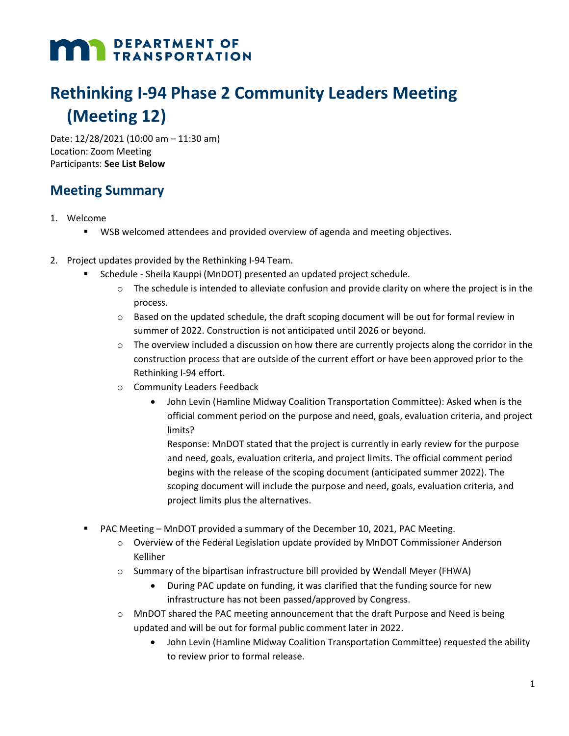**DEPARTMENT OF TRANSPORTATION**

# Rethinking I-94 Phase 2 Community Leaders Meeting (Meeting 12)

Date: 12/28/2021 (10:00 am – 11:30 am)
Location: Zoom Meeting
Participants: **See List Below**

## Meeting Summary

1. Welcome
   - WSB welcomed attendees and provided overview of agenda and meeting objectives.

2. Project updates provided by the Rethinking I-94 Team.
   - Schedule - Sheila Kauppi (MnDOT) presented an updated project schedule.
     - The schedule is intended to alleviate confusion and provide clarity on where the project is in the process.
     - Based on the updated schedule, the draft scoping document will be out for formal review in summer of 2022. Construction is not anticipated until 2026 or beyond.
     - The overview included a discussion on how there are currently projects along the corridor in the construction process that are outside of the current effort or have been approved prior to the Rethinking I-94 effort.
     - Community Leaders Feedback
       - John Levin (Hamline Midway Coalition Transportation Committee): Asked when is the official comment period on the purpose and need, goals, evaluation criteria, and project limits?
         Response: MnDOT stated that the project is currently in early review for the purpose and need, goals, evaluation criteria, and project limits. The official comment period begins with the release of the scoping document (anticipated summer 2022). The scoping document will include the purpose and need, goals, evaluation criteria, and project limits plus the alternatives.
   - PAC Meeting – MnDOT provided a summary of the December 10, 2021, PAC Meeting.
     - Overview of the Federal Legislation update provided by MnDOT Commissioner Anderson Kelliher
     - Summary of the bipartisan infrastructure bill provided by Wendall Meyer (FHWA)
       - During PAC update on funding, it was clarified that the funding source for new infrastructure has not been passed/approved by Congress.
     - MnDOT shared the PAC meeting announcement that the draft Purpose and Need is being updated and will be out for formal public comment later in 2022.
       - John Levin (Hamline Midway Coalition Transportation Committee) requested the ability to review prior to formal release.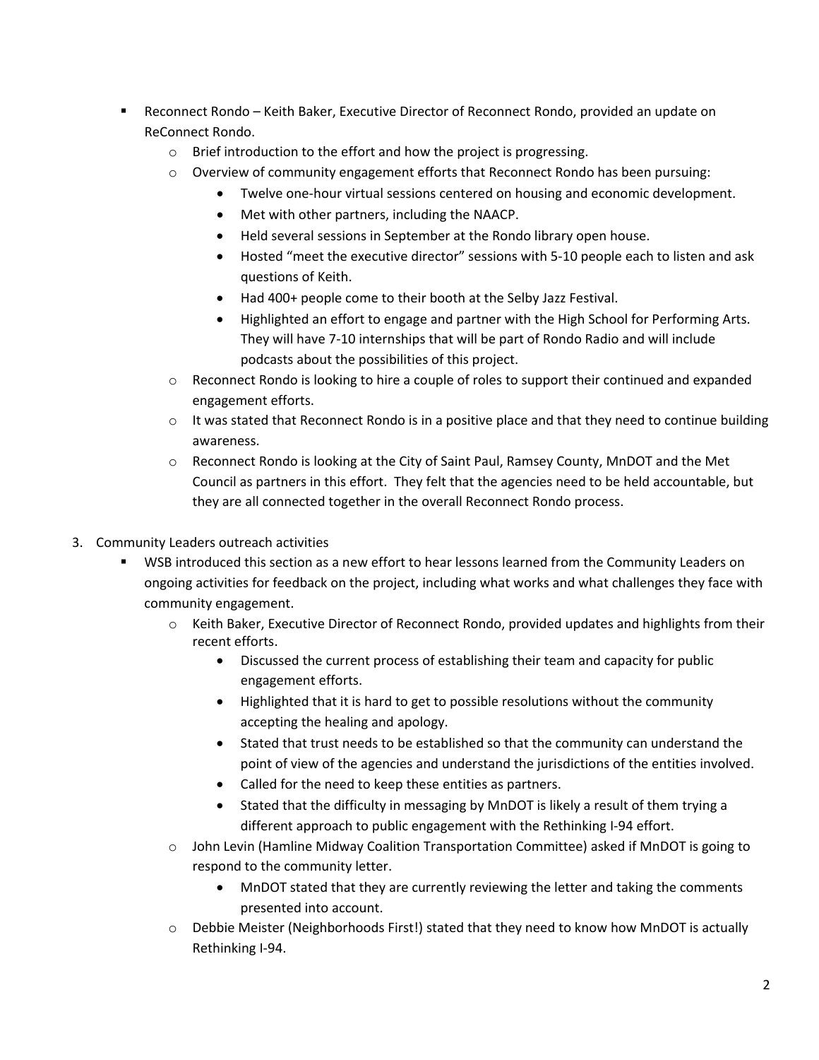- Reconnect Rondo – Keith Baker, Executive Director of Reconnect Rondo, provided an update on ReConnect Rondo.
  - Brief introduction to the effort and how the project is progressing.
  - Overview of community engagement efforts that Reconnect Rondo has been pursuing:
    - Twelve one-hour virtual sessions centered on housing and economic development.
    - Met with other partners, including the NAACP.
    - Held several sessions in September at the Rondo library open house.
    - Hosted "meet the executive director" sessions with 5-10 people each to listen and ask questions of Keith.
    - Had 400+ people come to their booth at the Selby Jazz Festival.
    - Highlighted an effort to engage and partner with the High School for Performing Arts. They will have 7-10 internships that will be part of Rondo Radio and will include podcasts about the possibilities of this project.
  - Reconnect Rondo is looking to hire a couple of roles to support their continued and expanded engagement efforts.
  - It was stated that Reconnect Rondo is in a positive place and that they need to continue building awareness.
  - Reconnect Rondo is looking at the City of Saint Paul, Ramsey County, MnDOT and the Met Council as partners in this effort. They felt that the agencies need to be held accountable, but they are all connected together in the overall Reconnect Rondo process.

3. Community Leaders outreach activities
   - WSB introduced this section as a new effort to hear lessons learned from the Community Leaders on ongoing activities for feedback on the project, including what works and what challenges they face with community engagement.
     - Keith Baker, Executive Director of Reconnect Rondo, provided updates and highlights from their recent efforts.
       - Discussed the current process of establishing their team and capacity for public engagement efforts.
       - Highlighted that it is hard to get to possible resolutions without the community accepting the healing and apology.
       - Stated that trust needs to be established so that the community can understand the point of view of the agencies and understand the jurisdictions of the entities involved.
       - Called for the need to keep these entities as partners.
       - Stated that the difficulty in messaging by MnDOT is likely a result of them trying a different approach to public engagement with the Rethinking I-94 effort.
     - John Levin (Hamline Midway Coalition Transportation Committee) asked if MnDOT is going to respond to the community letter.
       - MnDOT stated that they are currently reviewing the letter and taking the comments presented into account.
     - Debbie Meister (Neighborhoods First!) stated that they need to know how MnDOT is actually Rethinking I-94.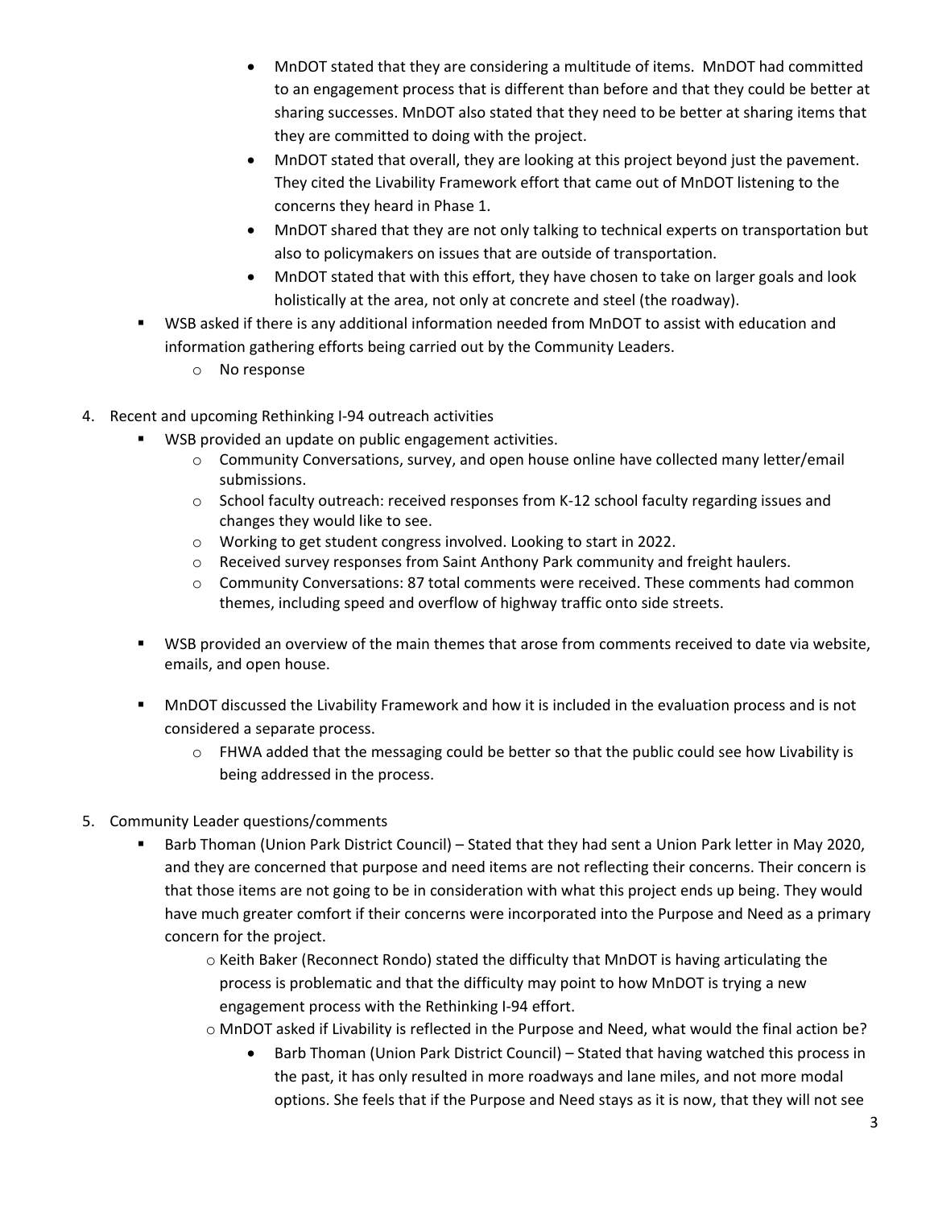- MnDOT stated that they are considering a multitude of items. MnDOT had committed to an engagement process that is different than before and that they could be better at sharing successes. MnDOT also stated that they need to be better at sharing items that they are committed to doing with the project.
        - MnDOT stated that overall, they are looking at this project beyond just the pavement. They cited the Livability Framework effort that came out of MnDOT listening to the concerns they heard in Phase 1.
        - MnDOT shared that they are not only talking to technical experts on transportation but also to policymakers on issues that are outside of transportation.
        - MnDOT stated that with this effort, they have chosen to take on larger goals and look holistically at the area, not only at concrete and steel (the roadway).
   - WSB asked if there is any additional information needed from MnDOT to assist with education and information gathering efforts being carried out by the Community Leaders.
      - No response

4. Recent and upcoming Rethinking I-94 outreach activities
   - WSB provided an update on public engagement activities.
      - Community Conversations, survey, and open house online have collected many letter/email submissions.
      - School faculty outreach: received responses from K-12 school faculty regarding issues and changes they would like to see.
      - Working to get student congress involved. Looking to start in 2022.
      - Received survey responses from Saint Anthony Park community and freight haulers.
      - Community Conversations: 87 total comments were received. These comments had common themes, including speed and overflow of highway traffic onto side streets.
   - WSB provided an overview of the main themes that arose from comments received to date via website, emails, and open house.
   - MnDOT discussed the Livability Framework and how it is included in the evaluation process and is not considered a separate process.
      - FHWA added that the messaging could be better so that the public could see how Livability is being addressed in the process.

5. Community Leader questions/comments
   - Barb Thoman (Union Park District Council) – Stated that they had sent a Union Park letter in May 2020, and they are concerned that purpose and need items are not reflecting their concerns. Their concern is that those items are not going to be in consideration with what this project ends up being. They would have much greater comfort if their concerns were incorporated into the Purpose and Need as a primary concern for the project.
      - Keith Baker (Reconnect Rondo) stated the difficulty that MnDOT is having articulating the process is problematic and that the difficulty may point to how MnDOT is trying a new engagement process with the Rethinking I-94 effort.
      - MnDOT asked if Livability is reflected in the Purpose and Need, what would the final action be?
        - Barb Thoman (Union Park District Council) – Stated that having watched this process in the past, it has only resulted in more roadways and lane miles, and not more modal options. She feels that if the Purpose and Need stays as it is now, that they will not see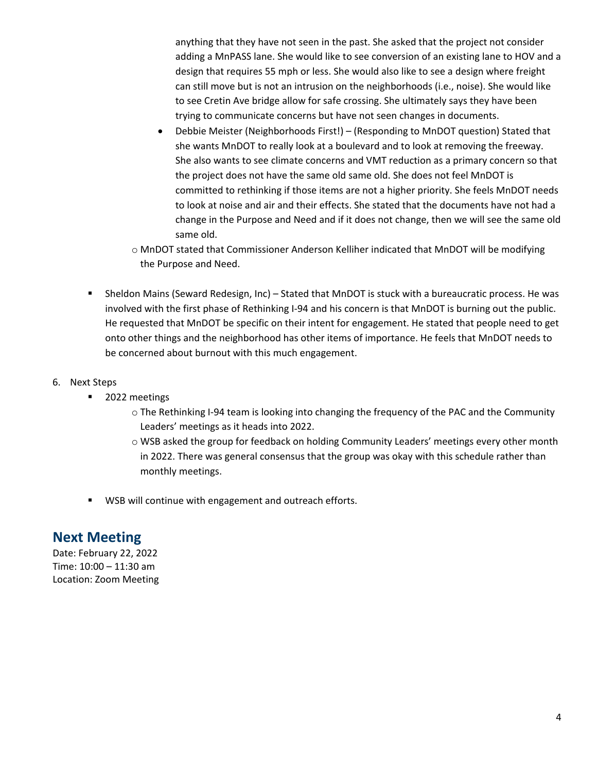anything that they have not seen in the past. She asked that the project not consider adding a MnPASS lane. She would like to see conversion of an existing lane to HOV and a design that requires 55 mph or less. She would also like to see a design where freight can still move but is not an intrusion on the neighborhoods (i.e., noise). She would like to see Cretin Ave bridge allow for safe crossing. She ultimately says they have been trying to communicate concerns but have not seen changes in documents.

    - Debbie Meister (Neighborhoods First!) – (Responding to MnDOT question) Stated that she wants MnDOT to really look at a boulevard and to look at removing the freeway. She also wants to see climate concerns and VMT reduction as a primary concern so that the project does not have the same old same old. She does not feel MnDOT is committed to rethinking if those items are not a higher priority. She feels MnDOT needs to look at noise and air and their effects. She stated that the documents have not had a change in the Purpose and Need and if it does not change, then we will see the same old same old.

  - MnDOT stated that Commissioner Anderson Kelliher indicated that MnDOT will be modifying the Purpose and Need.

- Sheldon Mains (Seward Redesign, Inc) – Stated that MnDOT is stuck with a bureaucratic process. He was involved with the first phase of Rethinking I-94 and his concern is that MnDOT is burning out the public. He requested that MnDOT be specific on their intent for engagement. He stated that people need to get onto other things and the neighborhood has other items of importance. He feels that MnDOT needs to be concerned about burnout with this much engagement.

6. Next Steps
   - 2022 meetings
     - The Rethinking I-94 team is looking into changing the frequency of the PAC and the Community Leaders' meetings as it heads into 2022.
     - WSB asked the group for feedback on holding Community Leaders' meetings every other month in 2022. There was general consensus that the group was okay with this schedule rather than monthly meetings.
   - WSB will continue with engagement and outreach efforts.

## Next Meeting

Date: February 22, 2022
Time: 10:00 – 11:30 am
Location: Zoom Meeting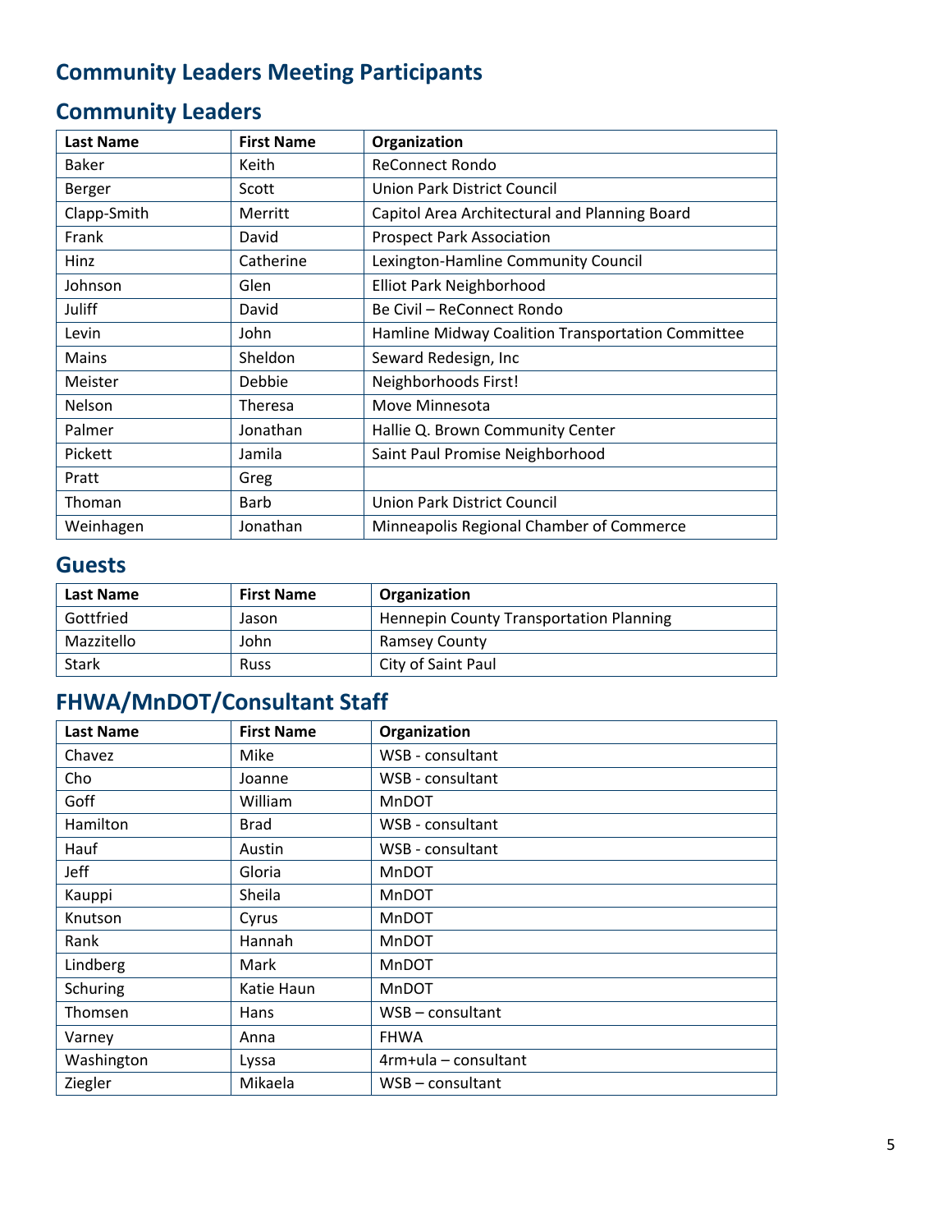# Community Leaders Meeting Participants

## Community Leaders

| Last Name | First Name | Organization |
| --- | --- | --- |
| Baker | Keith | ReConnect Rondo |
| Berger | Scott | Union Park District Council |
| Clapp-Smith | Merritt | Capitol Area Architectural and Planning Board |
| Frank | David | Prospect Park Association |
| Hinz | Catherine | Lexington-Hamline Community Council |
| Johnson | Glen | Elliot Park Neighborhood |
| Juliff | David | Be Civil – ReConnect Rondo |
| Levin | John | Hamline Midway Coalition Transportation Committee |
| Mains | Sheldon | Seward Redesign, Inc |
| Meister | Debbie | Neighborhoods First! |
| Nelson | Theresa | Move Minnesota |
| Palmer | Jonathan | Hallie Q. Brown Community Center |
| Pickett | Jamila | Saint Paul Promise Neighborhood |
| Pratt | Greg | |
| Thoman | Barb | Union Park District Council |
| Weinhagen | Jonathan | Minneapolis Regional Chamber of Commerce |

## Guests

| Last Name | First Name | Organization |
| --- | --- | --- |
| Gottfried | Jason | Hennepin County Transportation Planning |
| Mazzitello | John | Ramsey County |
| Stark | Russ | City of Saint Paul |

## FHWA/MnDOT/Consultant Staff

| Last Name | First Name | Organization |
| --- | --- | --- |
| Chavez | Mike | WSB - consultant |
| Cho | Joanne | WSB - consultant |
| Goff | William | MnDOT |
| Hamilton | Brad | WSB - consultant |
| Hauf | Austin | WSB - consultant |
| Jeff | Gloria | MnDOT |
| Kauppi | Sheila | MnDOT |
| Knutson | Cyrus | MnDOT |
| Rank | Hannah | MnDOT |
| Lindberg | Mark | MnDOT |
| Schuring | Katie Haun | MnDOT |
| Thomsen | Hans | WSB – consultant |
| Varney | Anna | FHWA |
| Washington | Lyssa | 4rm+ula – consultant |
| Ziegler | Mikaela | WSB – consultant |